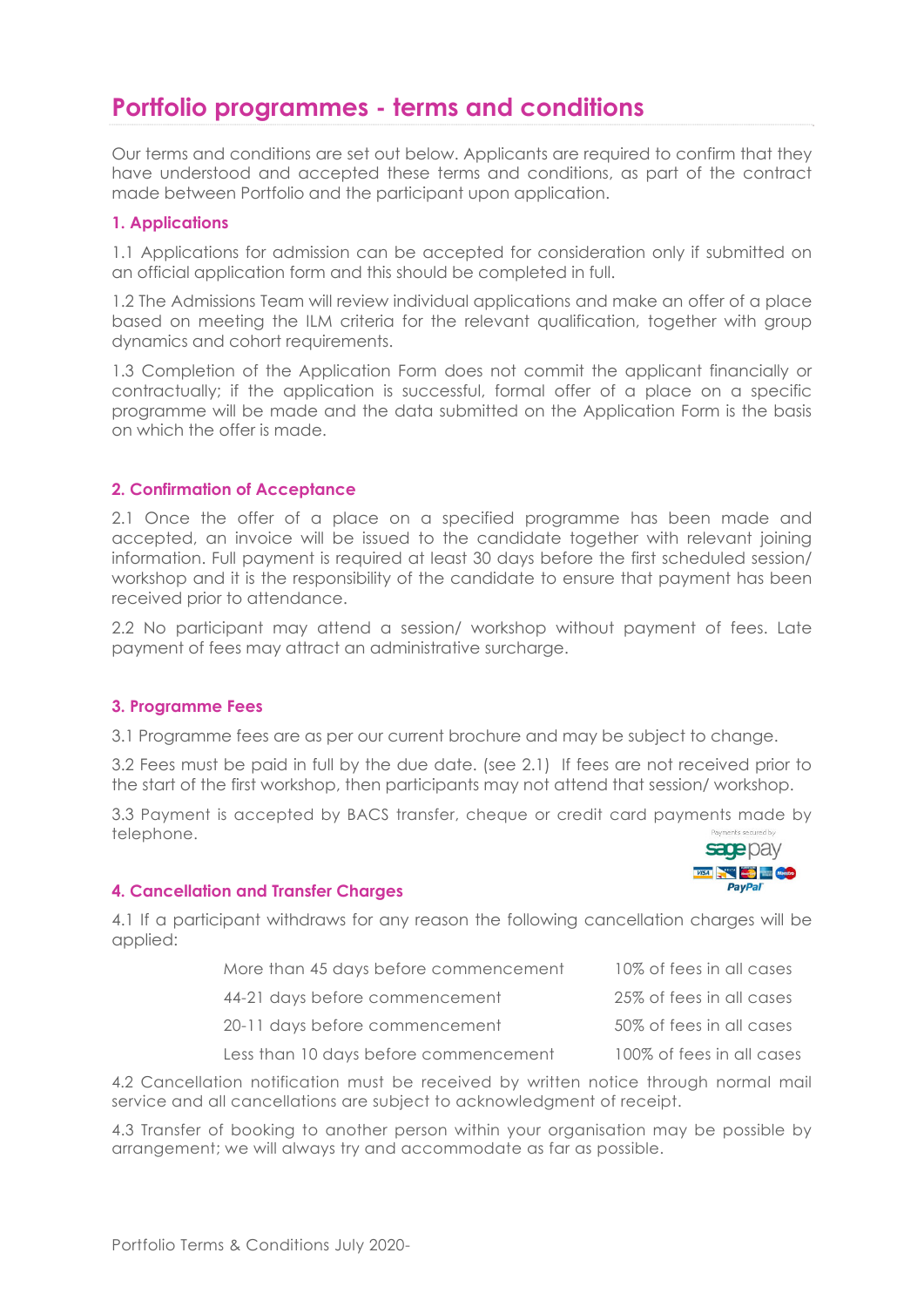# Portfolio programmes - terms and conditions

Our terms and conditions are set out below. Applicants are required to confirm that they have understood and accepted these terms and conditions, as part of the contract made between Portfolio and the participant upon application.

### 1. Applications

1.1 Applications for admission can be accepted for consideration only if submitted on an official application form and this should be completed in full.

1.2 The Admissions Team will review individual applications and make an offer of a place based on meeting the ILM criteria for the relevant qualification, together with group dynamics and cohort requirements.

1.3 Completion of the Application Form does not commit the applicant financially or contractually; if the application is successful, formal offer of a place on a specific programme will be made and the data submitted on the Application Form is the basis on which the offer is made.

### 2. Confirmation of Acceptance

2.1 Once the offer of a place on a specified programme has been made and accepted, an invoice will be issued to the candidate together with relevant joining information. Full payment is required at least 30 days before the first scheduled session/ workshop and it is the responsibility of the candidate to ensure that payment has been received prior to attendance.

2.2 No participant may attend a session/ workshop without payment of fees. Late payment of fees may attract an administrative surcharge.

### 3. Programme Fees

3.1 Programme fees are as per our current brochure and may be subject to change.

3.2 Fees must be paid in full by the due date. (see 2.1) If fees are not received prior to the start of the first workshop, then participants may not attend that session/ workshop.

3.3 Payment is accepted by BACS transfer, cheque or credit card payments made by telephone.

### 4. Cancellation and Transfer Charges

4.1 If a participant withdraws for any reason the following cancellation charges will be applied:

| | |
|---|---|
| More than 45 days before commencement | 10% of fees in all cases |
| 44-21 days before commencement | 25% of fees in all cases |
| 20-11 days before commencement | 50% of fees in all cases |
| Less than 10 days before commencement | 100% of fees in all cases |

4.2 Cancellation notification must be received by written notice through normal mail service and all cancellations are subject to acknowledgment of receipt.

4.3 Transfer of booking to another person within your organisation may be possible by arrangement; we will always try and accommodate as far as possible.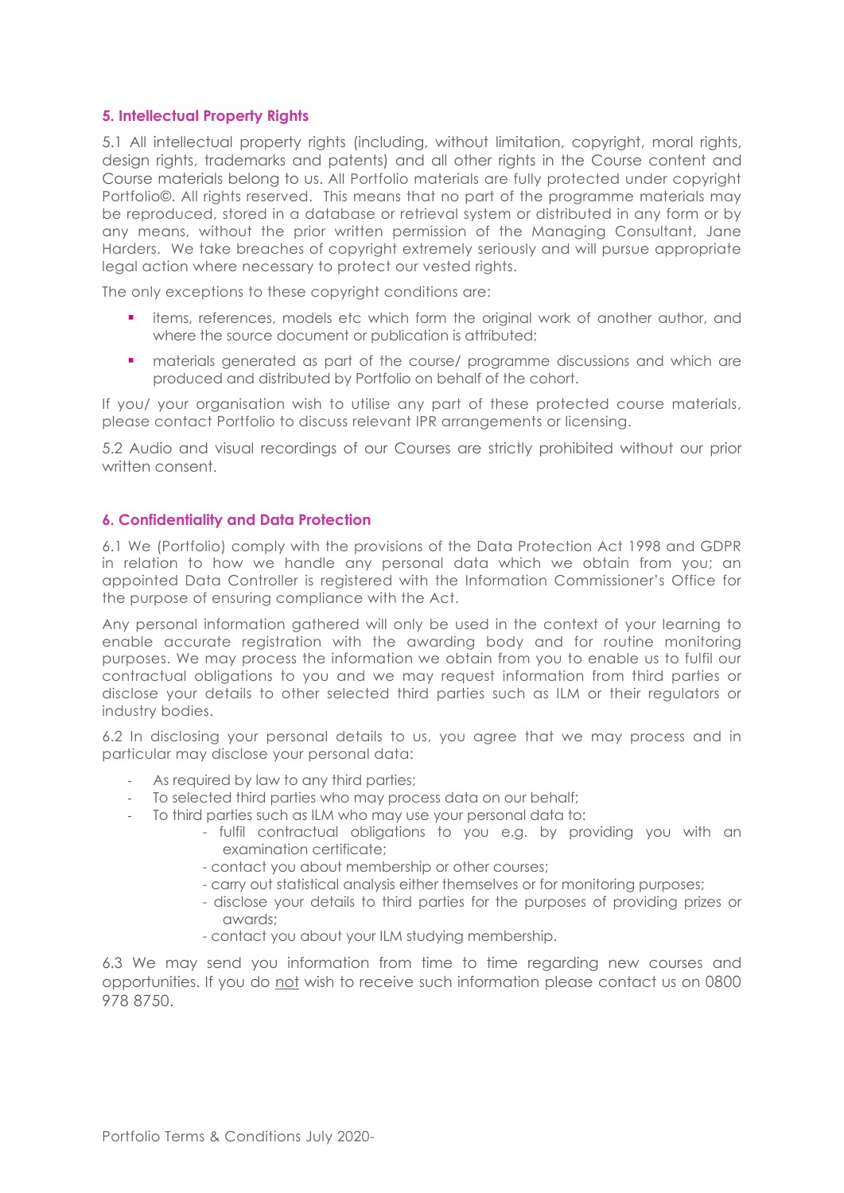### 5. Intellectual Property Rights

5.1 All intellectual property rights (including, without limitation, copyright, moral rights, design rights, trademarks and patents) and all other rights in the Course content and Course materials belong to us. All Portfolio materials are fully protected under copyright Portfolio©. All rights reserved. This means that no part of the programme materials may be reproduced, stored in a database or retrieval system or distributed in any form or by any means, without the prior written permission of the Managing Consultant, Jane Harders. We take breaches of copyright extremely seriously and will pursue appropriate legal action where necessary to protect our vested rights.

The only exceptions to these copyright conditions are:

- items, references, models etc which form the original work of another author, and where the source document or publication is attributed;
- materials generated as part of the course/ programme discussions and which are produced and distributed by Portfolio on behalf of the cohort.

If you/ your organisation wish to utilise any part of these protected course materials, please contact Portfolio to discuss relevant IPR arrangements or licensing.

5.2 Audio and visual recordings of our Courses are strictly prohibited without our prior written consent.

### 6. Confidentiality and Data Protection

6.1 We (Portfolio) comply with the provisions of the Data Protection Act 1998 and GDPR in relation to how we handle any personal data which we obtain from you; an appointed Data Controller is registered with the Information Commissioner's Office for the purpose of ensuring compliance with the Act.

Any personal information gathered will only be used in the context of your learning to enable accurate registration with the awarding body and for routine monitoring purposes. We may process the information we obtain from you to enable us to fulfil our contractual obligations to you and we may request information from third parties or disclose your details to other selected third parties such as ILM or their regulators or industry bodies.

6.2 In disclosing your personal details to us, you agree that we may process and in particular may disclose your personal data:

- As required by law to any third parties;
- To selected third parties who may process data on our behalf;
- To third parties such as ILM who may use your personal data to:
  - fulfil contractual obligations to you e.g. by providing you with an examination certificate;
  - contact you about membership or other courses;
  - carry out statistical analysis either themselves or for monitoring purposes;
  - disclose your details to third parties for the purposes of providing prizes or awards;
  - contact you about your ILM studying membership.

6.3 We may send you information from time to time regarding new courses and opportunities. If you do <u>not</u> wish to receive such information please contact us on 0800 978 8750.